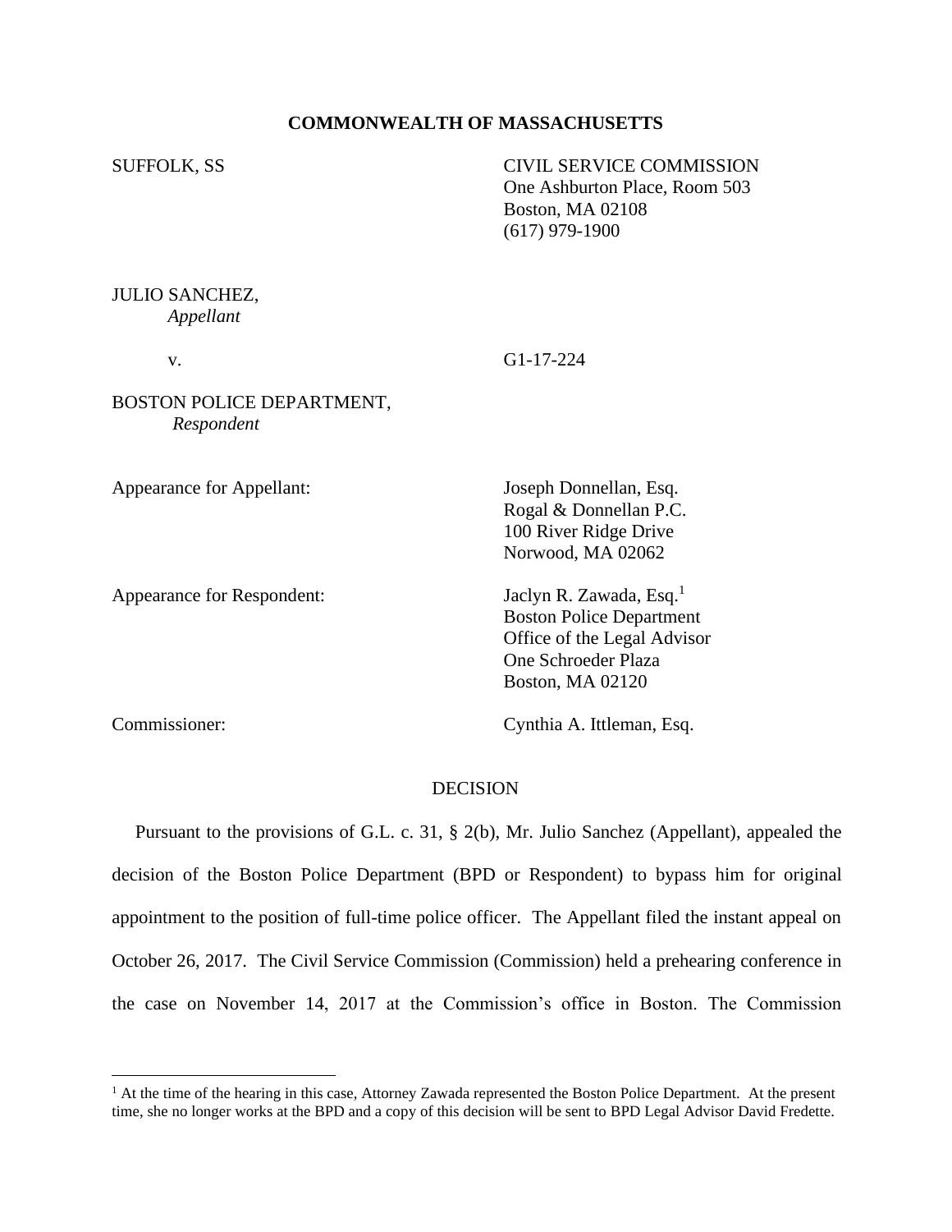**COMMONWEALTH OF MASSACHUSETTS**

SUFFOLK, SS

CIVIL SERVICE COMMISSION
One Ashburton Place, Room 503
Boston, MA 02108
(617) 979-1900

JULIO SANCHEZ,
*Appellant*

v. G1-17-224

BOSTON POLICE DEPARTMENT,
*Respondent*

Appearance for Appellant: Joseph Donnellan, Esq.
Rogal & Donnellan P.C.
100 River Ridge Drive
Norwood, MA 02062

Appearance for Respondent: Jaclyn R. Zawada, Esq.[1]
Boston Police Department
Office of the Legal Advisor
One Schroeder Plaza
Boston, MA 02120

Commissioner: Cynthia A. Ittleman, Esq.

DECISION

Pursuant to the provisions of G.L. c. 31, § 2(b), Mr. Julio Sanchez (Appellant), appealed the decision of the Boston Police Department (BPD or Respondent) to bypass him for original appointment to the position of full-time police officer. The Appellant filed the instant appeal on October 26, 2017. The Civil Service Commission (Commission) held a prehearing conference in the case on November 14, 2017 at the Commission's office in Boston. The Commission

[1] At the time of the hearing in this case, Attorney Zawada represented the Boston Police Department. At the present time, she no longer works at the BPD and a copy of this decision will be sent to BPD Legal Advisor David Fredette.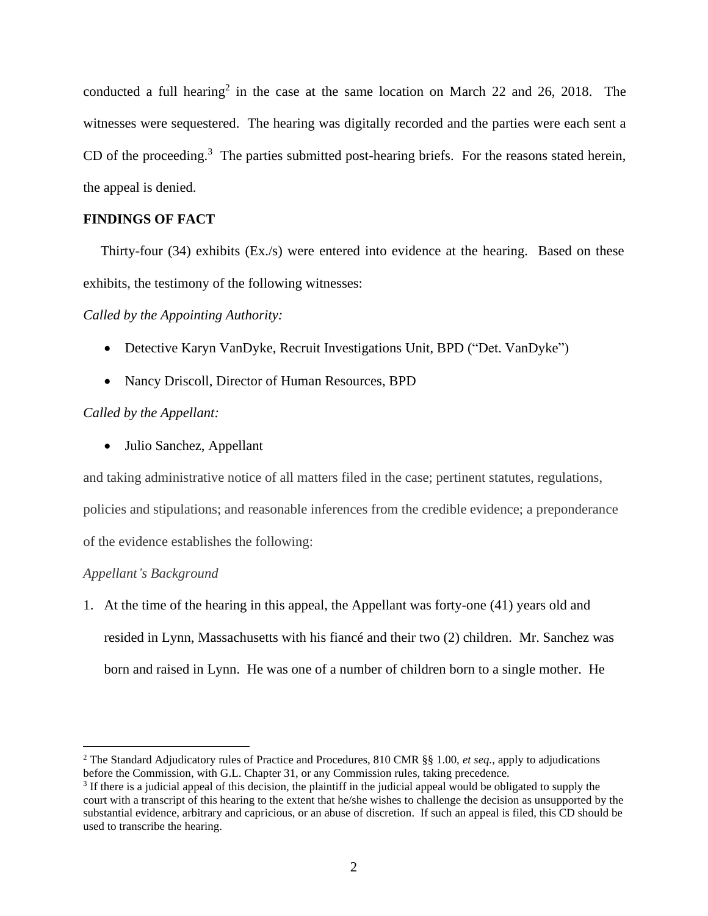conducted a full hearing[2] in the case at the same location on March 22 and 26, 2018. The witnesses were sequestered. The hearing was digitally recorded and the parties were each sent a CD of the proceeding.[3] The parties submitted post-hearing briefs. For the reasons stated herein, the appeal is denied.

**FINDINGS OF FACT**

Thirty-four (34) exhibits (Ex./s) were entered into evidence at the hearing. Based on these exhibits, the testimony of the following witnesses:

*Called by the Appointing Authority:*

- Detective Karyn VanDyke, Recruit Investigations Unit, BPD ("Det. VanDyke")
- Nancy Driscoll, Director of Human Resources, BPD

*Called by the Appellant:*

- Julio Sanchez, Appellant

and taking administrative notice of all matters filed in the case; pertinent statutes, regulations, policies and stipulations; and reasonable inferences from the credible evidence; a preponderance of the evidence establishes the following:

*Appellant's Background*

1. At the time of the hearing in this appeal, the Appellant was forty-one (41) years old and resided in Lynn, Massachusetts with his fiancé and their two (2) children. Mr. Sanchez was born and raised in Lynn. He was one of a number of children born to a single mother. He

---

[2] The Standard Adjudicatory rules of Practice and Procedures, 810 CMR §§ 1.00, *et seq.*, apply to adjudications before the Commission, with G.L. Chapter 31, or any Commission rules, taking precedence.

[3] If there is a judicial appeal of this decision, the plaintiff in the judicial appeal would be obligated to supply the court with a transcript of this hearing to the extent that he/she wishes to challenge the decision as unsupported by the substantial evidence, arbitrary and capricious, or an abuse of discretion. If such an appeal is filed, this CD should be used to transcribe the hearing.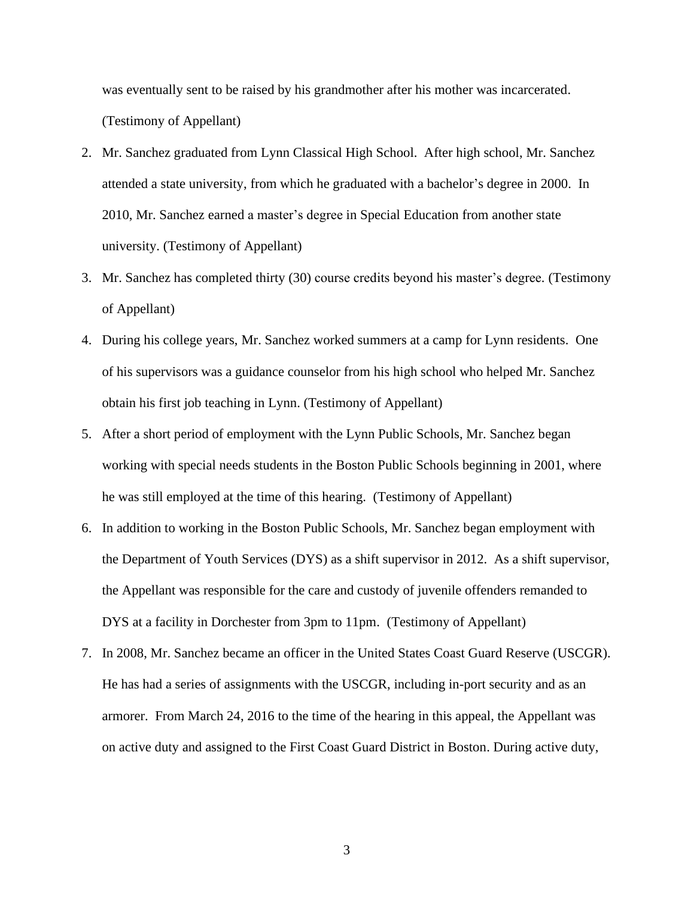was eventually sent to be raised by his grandmother after his mother was incarcerated. (Testimony of Appellant)

2. Mr. Sanchez graduated from Lynn Classical High School. After high school, Mr. Sanchez attended a state university, from which he graduated with a bachelor's degree in 2000. In 2010, Mr. Sanchez earned a master's degree in Special Education from another state university. (Testimony of Appellant)
3. Mr. Sanchez has completed thirty (30) course credits beyond his master's degree. (Testimony of Appellant)
4. During his college years, Mr. Sanchez worked summers at a camp for Lynn residents. One of his supervisors was a guidance counselor from his high school who helped Mr. Sanchez obtain his first job teaching in Lynn. (Testimony of Appellant)
5. After a short period of employment with the Lynn Public Schools, Mr. Sanchez began working with special needs students in the Boston Public Schools beginning in 2001, where he was still employed at the time of this hearing. (Testimony of Appellant)
6. In addition to working in the Boston Public Schools, Mr. Sanchez began employment with the Department of Youth Services (DYS) as a shift supervisor in 2012. As a shift supervisor, the Appellant was responsible for the care and custody of juvenile offenders remanded to DYS at a facility in Dorchester from 3pm to 11pm. (Testimony of Appellant)
7. In 2008, Mr. Sanchez became an officer in the United States Coast Guard Reserve (USCGR). He has had a series of assignments with the USCGR, including in-port security and as an armorer. From March 24, 2016 to the time of the hearing in this appeal, the Appellant was on active duty and assigned to the First Coast Guard District in Boston. During active duty,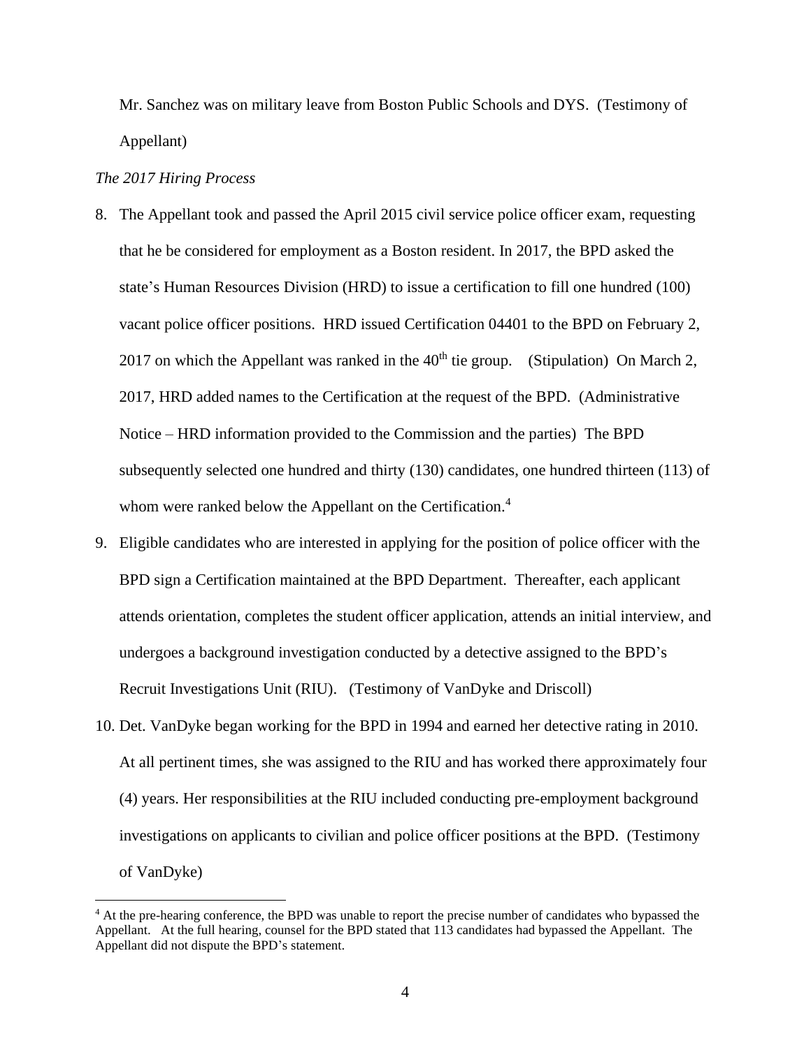Mr. Sanchez was on military leave from Boston Public Schools and DYS. (Testimony of Appellant)

*The 2017 Hiring Process*

8. The Appellant took and passed the April 2015 civil service police officer exam, requesting that he be considered for employment as a Boston resident. In 2017, the BPD asked the state's Human Resources Division (HRD) to issue a certification to fill one hundred (100) vacant police officer positions. HRD issued Certification 04401 to the BPD on February 2, 2017 on which the Appellant was ranked in the 40th tie group. (Stipulation) On March 2, 2017, HRD added names to the Certification at the request of the BPD. (Administrative Notice – HRD information provided to the Commission and the parties) The BPD subsequently selected one hundred and thirty (130) candidates, one hundred thirteen (113) of whom were ranked below the Appellant on the Certification.[4]

9. Eligible candidates who are interested in applying for the position of police officer with the BPD sign a Certification maintained at the BPD Department. Thereafter, each applicant attends orientation, completes the student officer application, attends an initial interview, and undergoes a background investigation conducted by a detective assigned to the BPD's Recruit Investigations Unit (RIU). (Testimony of VanDyke and Driscoll)

10. Det. VanDyke began working for the BPD in 1994 and earned her detective rating in 2010. At all pertinent times, she was assigned to the RIU and has worked there approximately four (4) years. Her responsibilities at the RIU included conducting pre-employment background investigations on applicants to civilian and police officer positions at the BPD. (Testimony of VanDyke)

---

[4] At the pre-hearing conference, the BPD was unable to report the precise number of candidates who bypassed the Appellant. At the full hearing, counsel for the BPD stated that 113 candidates had bypassed the Appellant. The Appellant did not dispute the BPD's statement.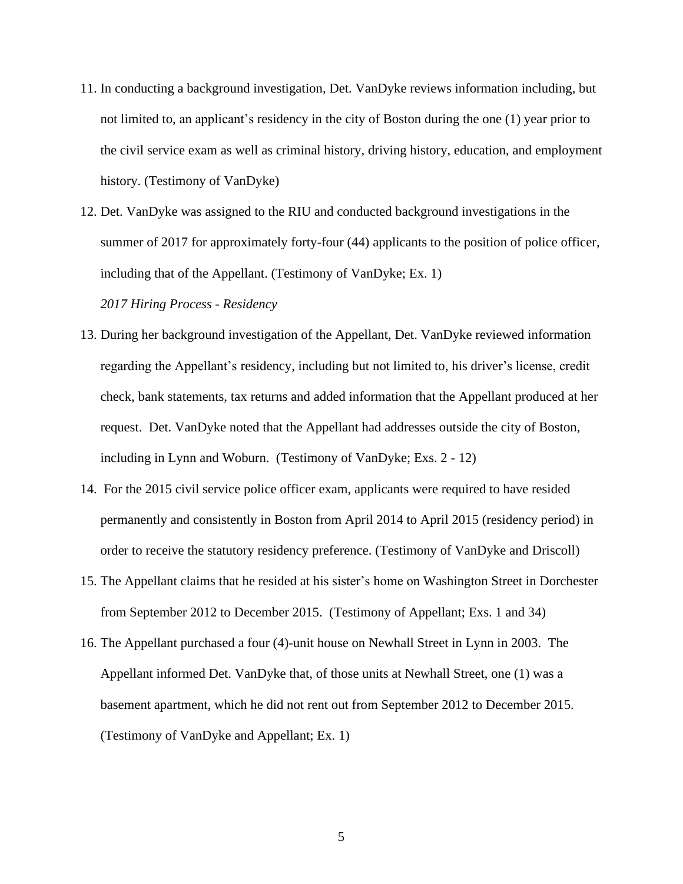11. In conducting a background investigation, Det. VanDyke reviews information including, but not limited to, an applicant's residency in the city of Boston during the one (1) year prior to the civil service exam as well as criminal history, driving history, education, and employment history. (Testimony of VanDyke)

12. Det. VanDyke was assigned to the RIU and conducted background investigations in the summer of 2017 for approximately forty-four (44) applicants to the position of police officer, including that of the Appellant. (Testimony of VanDyke; Ex. 1)

*2017 Hiring Process - Residency*

13. During her background investigation of the Appellant, Det. VanDyke reviewed information regarding the Appellant's residency, including but not limited to, his driver's license, credit check, bank statements, tax returns and added information that the Appellant produced at her request. Det. VanDyke noted that the Appellant had addresses outside the city of Boston, including in Lynn and Woburn. (Testimony of VanDyke; Exs. 2 - 12)

14. For the 2015 civil service police officer exam, applicants were required to have resided permanently and consistently in Boston from April 2014 to April 2015 (residency period) in order to receive the statutory residency preference. (Testimony of VanDyke and Driscoll)

15. The Appellant claims that he resided at his sister's home on Washington Street in Dorchester from September 2012 to December 2015. (Testimony of Appellant; Exs. 1 and 34)

16. The Appellant purchased a four (4)-unit house on Newhall Street in Lynn in 2003. The Appellant informed Det. VanDyke that, of those units at Newhall Street, one (1) was a basement apartment, which he did not rent out from September 2012 to December 2015. (Testimony of VanDyke and Appellant; Ex. 1)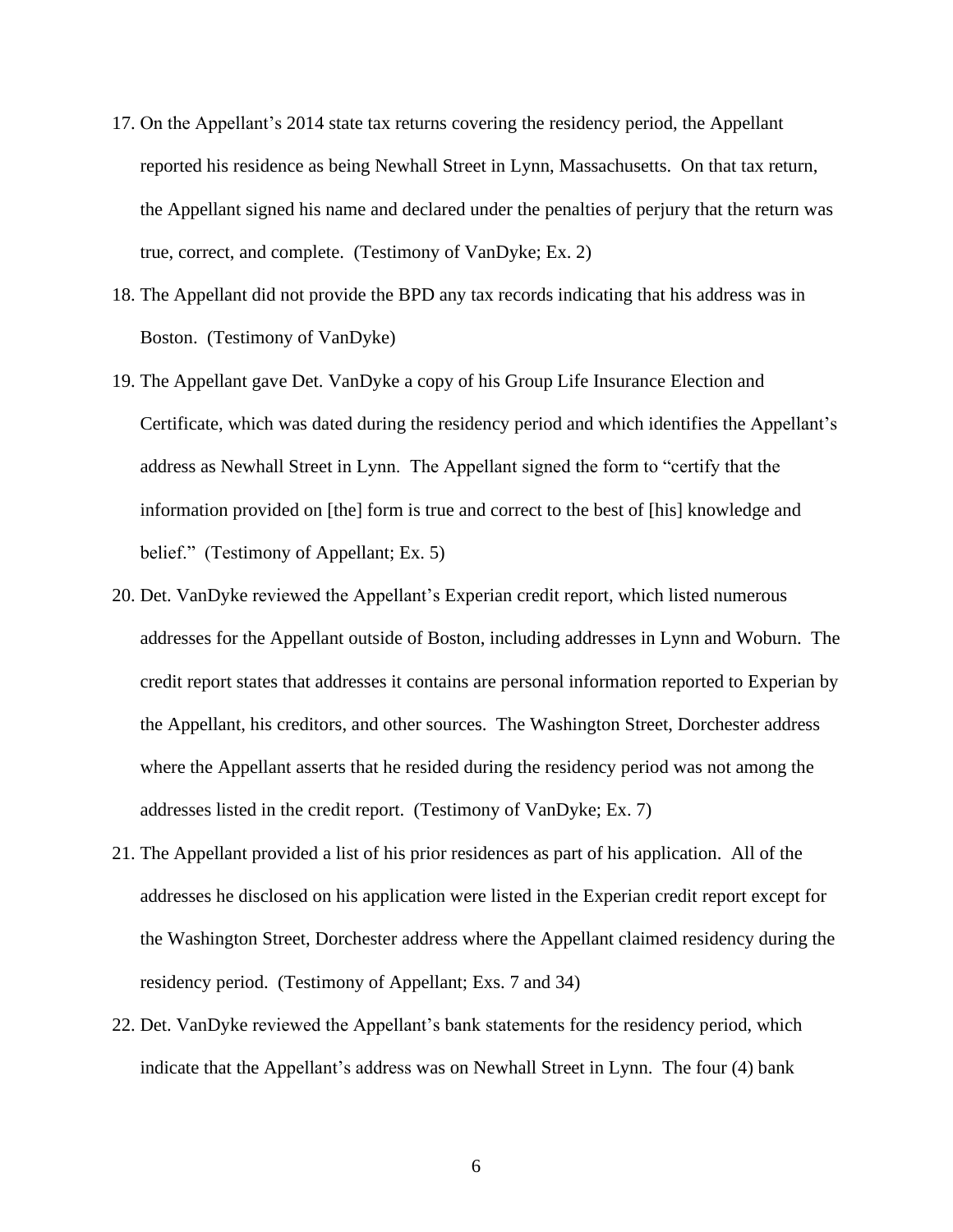17. On the Appellant's 2014 state tax returns covering the residency period, the Appellant reported his residence as being Newhall Street in Lynn, Massachusetts. On that tax return, the Appellant signed his name and declared under the penalties of perjury that the return was true, correct, and complete. (Testimony of VanDyke; Ex. 2)
18. The Appellant did not provide the BPD any tax records indicating that his address was in Boston. (Testimony of VanDyke)
19. The Appellant gave Det. VanDyke a copy of his Group Life Insurance Election and Certificate, which was dated during the residency period and which identifies the Appellant's address as Newhall Street in Lynn. The Appellant signed the form to "certify that the information provided on [the] form is true and correct to the best of [his] knowledge and belief." (Testimony of Appellant; Ex. 5)
20. Det. VanDyke reviewed the Appellant's Experian credit report, which listed numerous addresses for the Appellant outside of Boston, including addresses in Lynn and Woburn. The credit report states that addresses it contains are personal information reported to Experian by the Appellant, his creditors, and other sources. The Washington Street, Dorchester address where the Appellant asserts that he resided during the residency period was not among the addresses listed in the credit report. (Testimony of VanDyke; Ex. 7)
21. The Appellant provided a list of his prior residences as part of his application. All of the addresses he disclosed on his application were listed in the Experian credit report except for the Washington Street, Dorchester address where the Appellant claimed residency during the residency period. (Testimony of Appellant; Exs. 7 and 34)
22. Det. VanDyke reviewed the Appellant's bank statements for the residency period, which indicate that the Appellant's address was on Newhall Street in Lynn. The four (4) bank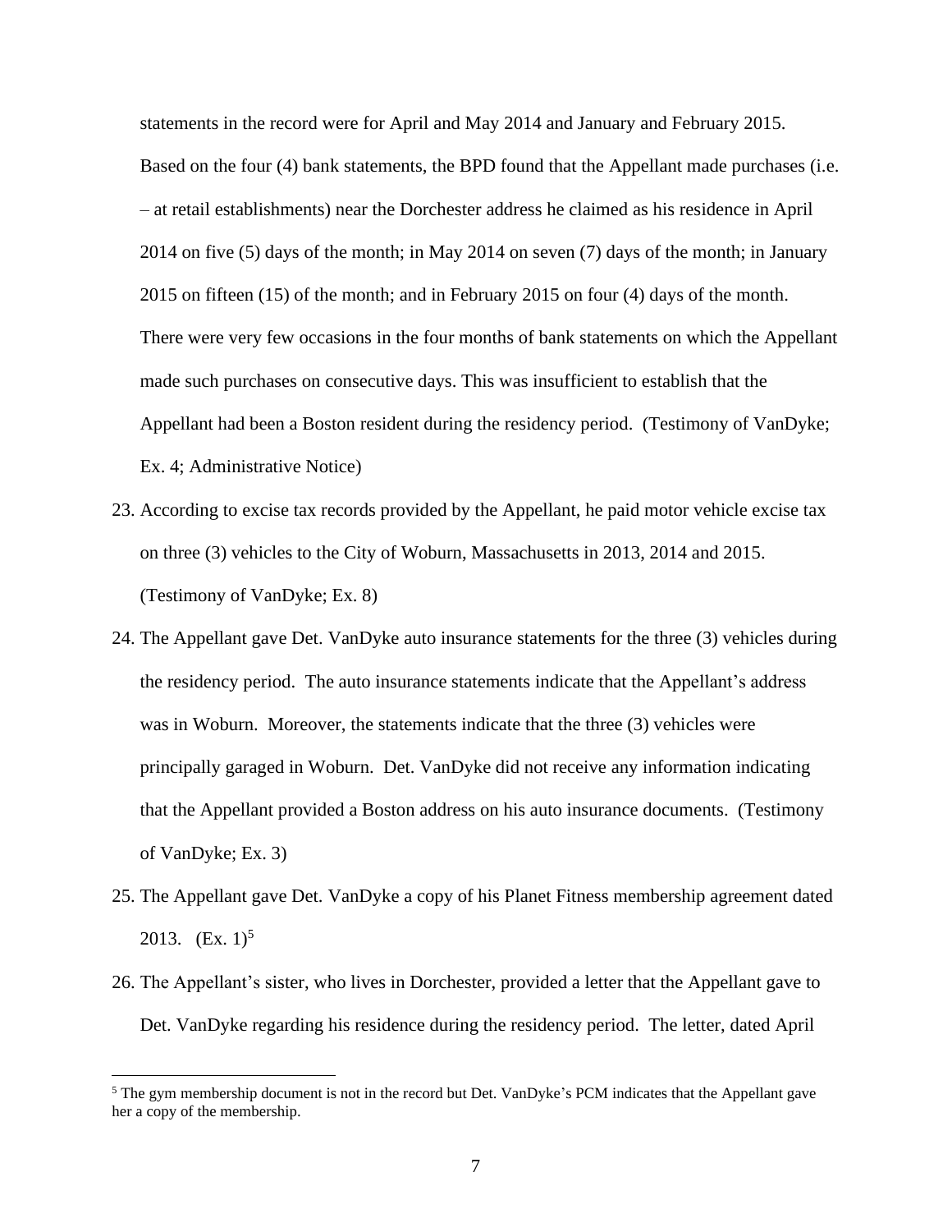statements in the record were for April and May 2014 and January and February 2015. Based on the four (4) bank statements, the BPD found that the Appellant made purchases (i.e. – at retail establishments) near the Dorchester address he claimed as his residence in April 2014 on five (5) days of the month; in May 2014 on seven (7) days of the month; in January 2015 on fifteen (15) of the month; and in February 2015 on four (4) days of the month. There were very few occasions in the four months of bank statements on which the Appellant made such purchases on consecutive days. This was insufficient to establish that the Appellant had been a Boston resident during the residency period. (Testimony of VanDyke; Ex. 4; Administrative Notice)

23. According to excise tax records provided by the Appellant, he paid motor vehicle excise tax on three (3) vehicles to the City of Woburn, Massachusetts in 2013, 2014 and 2015. (Testimony of VanDyke; Ex. 8)

24. The Appellant gave Det. VanDyke auto insurance statements for the three (3) vehicles during the residency period. The auto insurance statements indicate that the Appellant's address was in Woburn. Moreover, the statements indicate that the three (3) vehicles were principally garaged in Woburn. Det. VanDyke did not receive any information indicating that the Appellant provided a Boston address on his auto insurance documents. (Testimony of VanDyke; Ex. 3)

25. The Appellant gave Det. VanDyke a copy of his Planet Fitness membership agreement dated 2013. (Ex. 1)[5]

26. The Appellant's sister, who lives in Dorchester, provided a letter that the Appellant gave to Det. VanDyke regarding his residence during the residency period. The letter, dated April

---

[5] The gym membership document is not in the record but Det. VanDyke's PCM indicates that the Appellant gave her a copy of the membership.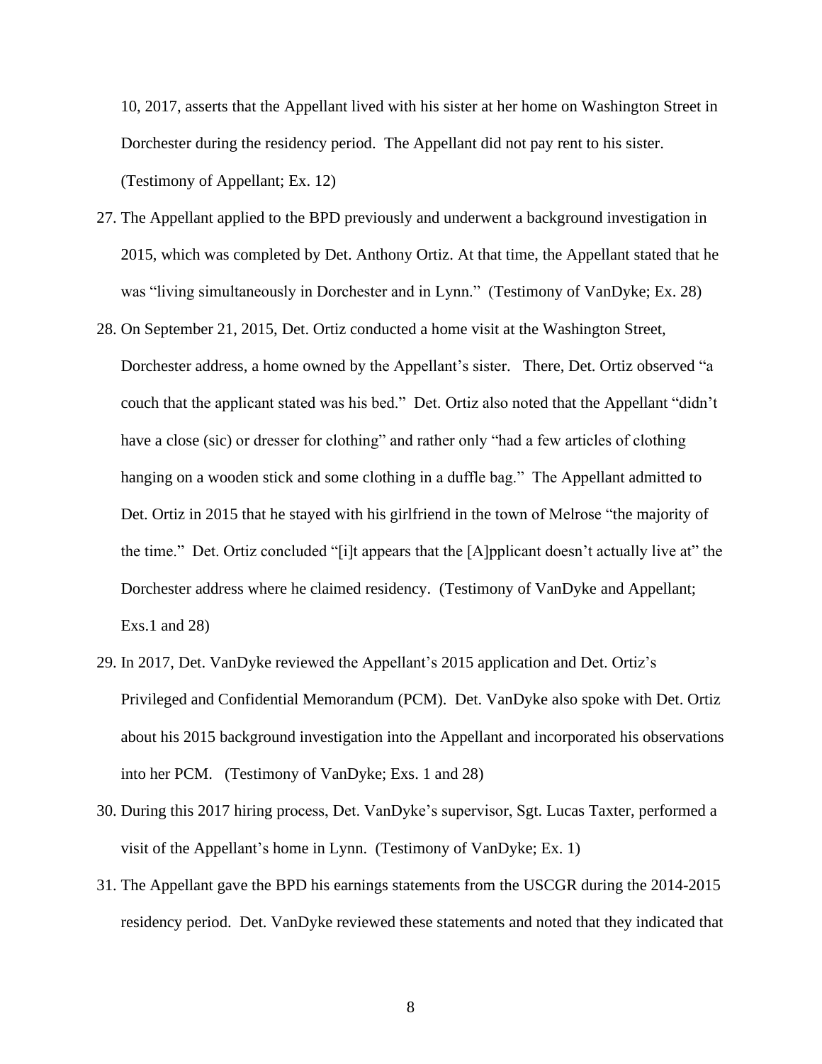10, 2017, asserts that the Appellant lived with his sister at her home on Washington Street in Dorchester during the residency period. The Appellant did not pay rent to his sister. (Testimony of Appellant; Ex. 12)

27. The Appellant applied to the BPD previously and underwent a background investigation in 2015, which was completed by Det. Anthony Ortiz. At that time, the Appellant stated that he was "living simultaneously in Dorchester and in Lynn." (Testimony of VanDyke; Ex. 28)

28. On September 21, 2015, Det. Ortiz conducted a home visit at the Washington Street, Dorchester address, a home owned by the Appellant's sister. There, Det. Ortiz observed "a couch that the applicant stated was his bed." Det. Ortiz also noted that the Appellant "didn't have a close (sic) or dresser for clothing" and rather only "had a few articles of clothing hanging on a wooden stick and some clothing in a duffle bag." The Appellant admitted to Det. Ortiz in 2015 that he stayed with his girlfriend in the town of Melrose "the majority of the time." Det. Ortiz concluded "[i]t appears that the [A]pplicant doesn't actually live at" the Dorchester address where he claimed residency. (Testimony of VanDyke and Appellant; Exs.1 and 28)

29. In 2017, Det. VanDyke reviewed the Appellant's 2015 application and Det. Ortiz's Privileged and Confidential Memorandum (PCM). Det. VanDyke also spoke with Det. Ortiz about his 2015 background investigation into the Appellant and incorporated his observations into her PCM. (Testimony of VanDyke; Exs. 1 and 28)

30. During this 2017 hiring process, Det. VanDyke's supervisor, Sgt. Lucas Taxter, performed a visit of the Appellant's home in Lynn. (Testimony of VanDyke; Ex. 1)

31. The Appellant gave the BPD his earnings statements from the USCGR during the 2014-2015 residency period. Det. VanDyke reviewed these statements and noted that they indicated that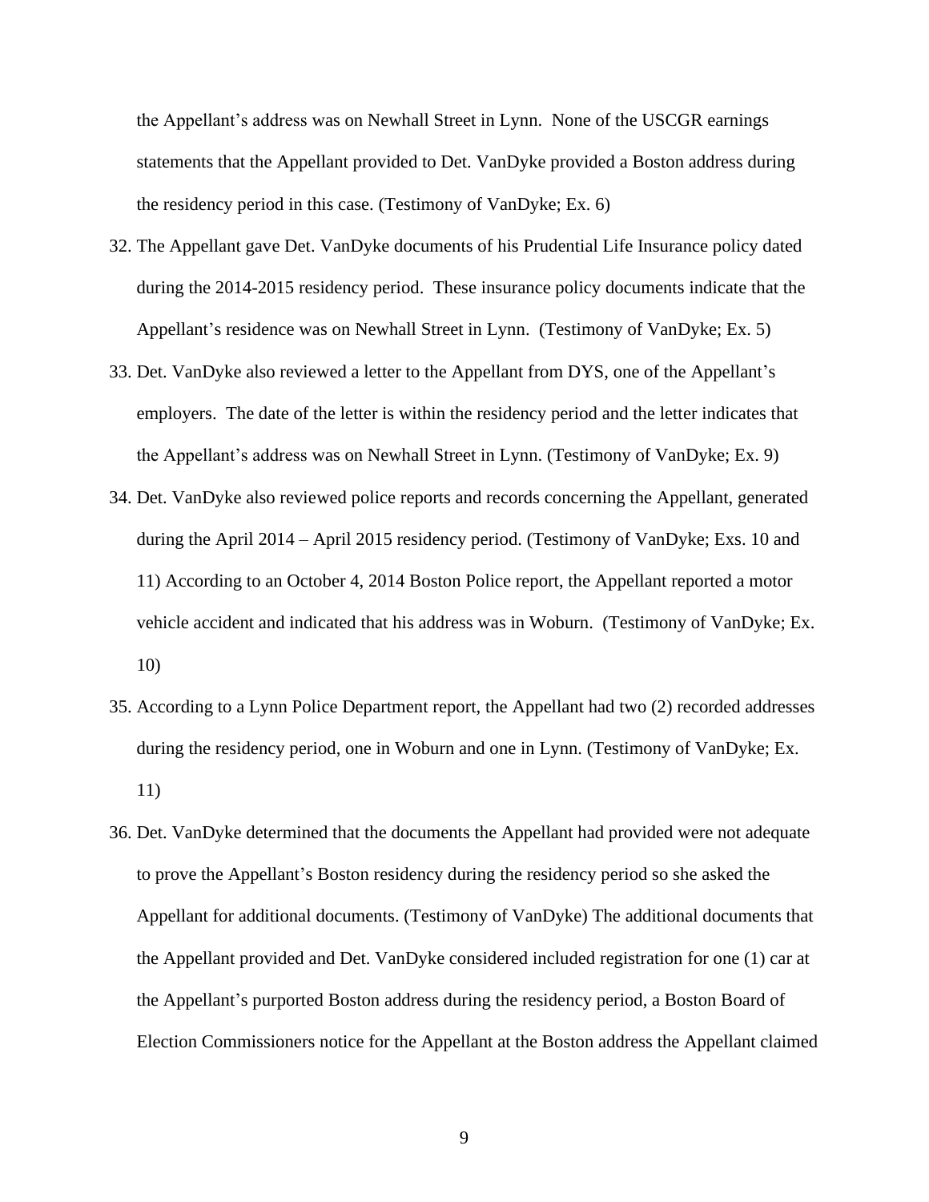the Appellant's address was on Newhall Street in Lynn. None of the USCGR earnings statements that the Appellant provided to Det. VanDyke provided a Boston address during the residency period in this case. (Testimony of VanDyke; Ex. 6)

32. The Appellant gave Det. VanDyke documents of his Prudential Life Insurance policy dated during the 2014-2015 residency period. These insurance policy documents indicate that the Appellant's residence was on Newhall Street in Lynn. (Testimony of VanDyke; Ex. 5)

33. Det. VanDyke also reviewed a letter to the Appellant from DYS, one of the Appellant's employers. The date of the letter is within the residency period and the letter indicates that the Appellant's address was on Newhall Street in Lynn. (Testimony of VanDyke; Ex. 9)

34. Det. VanDyke also reviewed police reports and records concerning the Appellant, generated during the April 2014 – April 2015 residency period. (Testimony of VanDyke; Exs. 10 and 11) According to an October 4, 2014 Boston Police report, the Appellant reported a motor vehicle accident and indicated that his address was in Woburn. (Testimony of VanDyke; Ex. 10)

35. According to a Lynn Police Department report, the Appellant had two (2) recorded addresses during the residency period, one in Woburn and one in Lynn. (Testimony of VanDyke; Ex. 11)

36. Det. VanDyke determined that the documents the Appellant had provided were not adequate to prove the Appellant's Boston residency during the residency period so she asked the Appellant for additional documents. (Testimony of VanDyke) The additional documents that the Appellant provided and Det. VanDyke considered included registration for one (1) car at the Appellant's purported Boston address during the residency period, a Boston Board of Election Commissioners notice for the Appellant at the Boston address the Appellant claimed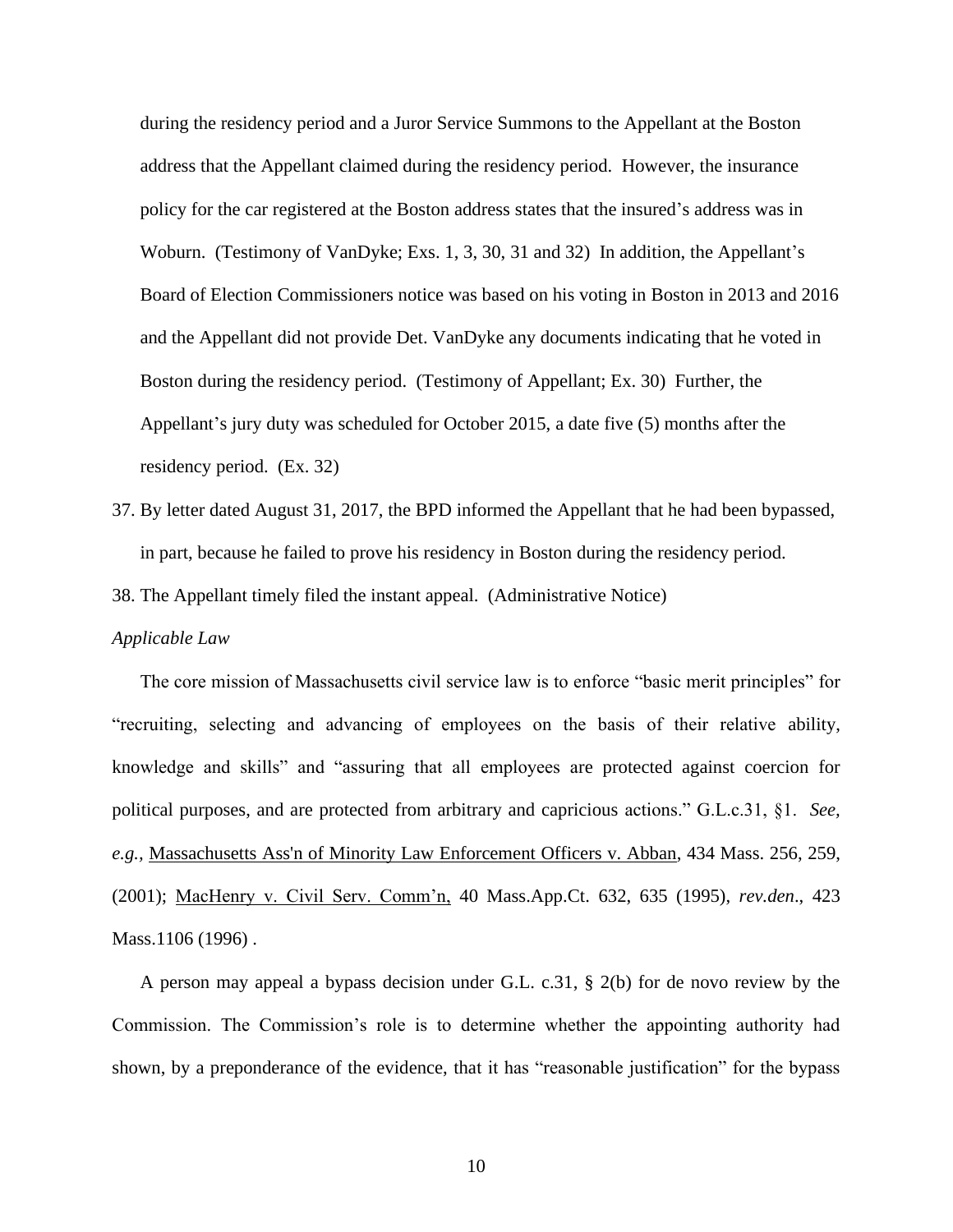during the residency period and a Juror Service Summons to the Appellant at the Boston address that the Appellant claimed during the residency period. However, the insurance policy for the car registered at the Boston address states that the insured's address was in Woburn. (Testimony of VanDyke; Exs. 1, 3, 30, 31 and 32) In addition, the Appellant's Board of Election Commissioners notice was based on his voting in Boston in 2013 and 2016 and the Appellant did not provide Det. VanDyke any documents indicating that he voted in Boston during the residency period. (Testimony of Appellant; Ex. 30) Further, the Appellant's jury duty was scheduled for October 2015, a date five (5) months after the residency period. (Ex. 32)

37. By letter dated August 31, 2017, the BPD informed the Appellant that he had been bypassed, in part, because he failed to prove his residency in Boston during the residency period.
38. The Appellant timely filed the instant appeal. (Administrative Notice)

*Applicable Law*

The core mission of Massachusetts civil service law is to enforce "basic merit principles" for "recruiting, selecting and advancing of employees on the basis of their relative ability, knowledge and skills" and "assuring that all employees are protected against coercion for political purposes, and are protected from arbitrary and capricious actions." G.L.c.31, §1. *See, e.g.,* Massachusetts Ass'n of Minority Law Enforcement Officers v. Abban, 434 Mass. 256, 259, (2001); MacHenry v. Civil Serv. Comm'n, 40 Mass.App.Ct. 632, 635 (1995), *rev.den*., 423 Mass.1106 (1996) .

A person may appeal a bypass decision under G.L. c.31, § 2(b) for de novo review by the Commission. The Commission's role is to determine whether the appointing authority had shown, by a preponderance of the evidence, that it has "reasonable justification" for the bypass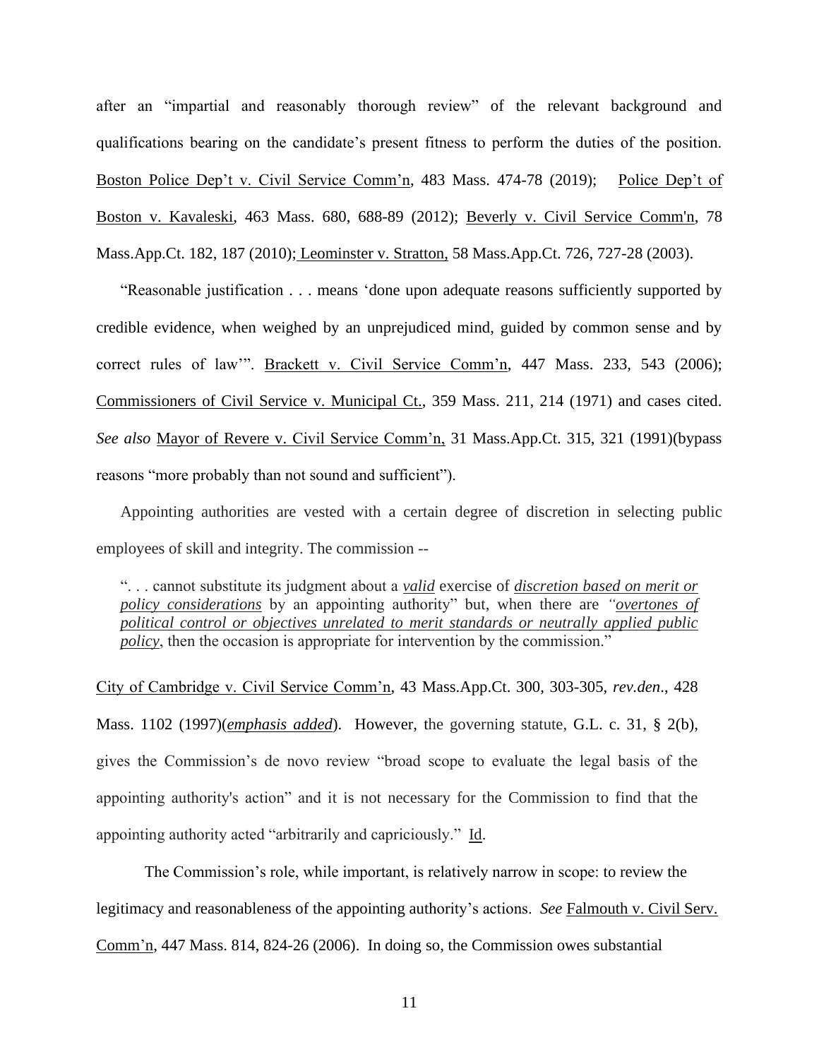after an "impartial and reasonably thorough review" of the relevant background and qualifications bearing on the candidate's present fitness to perform the duties of the position. Boston Police Dep't v. Civil Service Comm'n, 483 Mass. 474-78 (2019); Police Dep't of Boston v. Kavaleski, 463 Mass. 680, 688-89 (2012); Beverly v. Civil Service Comm'n, 78 Mass.App.Ct. 182, 187 (2010); Leominster v. Stratton, 58 Mass.App.Ct. 726, 727-28 (2003).

"Reasonable justification . . . means 'done upon adequate reasons sufficiently supported by credible evidence, when weighed by an unprejudiced mind, guided by common sense and by correct rules of law'". Brackett v. Civil Service Comm'n, 447 Mass. 233, 543 (2006); Commissioners of Civil Service v. Municipal Ct., 359 Mass. 211, 214 (1971) and cases cited. *See also* Mayor of Revere v. Civil Service Comm'n, 31 Mass.App.Ct. 315, 321 (1991)(bypass reasons "more probably than not sound and sufficient").

Appointing authorities are vested with a certain degree of discretion in selecting public employees of skill and integrity. The commission --

> ". . . cannot substitute its judgment about a ***valid*** exercise of ***discretion based on merit or policy considerations*** by an appointing authority" but, when there are *"**overtones of political control or objectives unrelated to merit standards or neutrally applied public policy**"*, then the occasion is appropriate for intervention by the commission."

City of Cambridge v. Civil Service Comm'n, 43 Mass.App.Ct. 300, 303-305, *rev.den*., 428 Mass. 1102 (1997)(***emphasis added***). However, the governing statute, G.L. c. 31, § 2(b), gives the Commission's de novo review "broad scope to evaluate the legal basis of the appointing authority's action" and it is not necessary for the Commission to find that the appointing authority acted "arbitrarily and capriciously." Id.

The Commission's role, while important, is relatively narrow in scope: to review the legitimacy and reasonableness of the appointing authority's actions. *See* Falmouth v. Civil Serv. Comm'n, 447 Mass. 814, 824-26 (2006). In doing so, the Commission owes substantial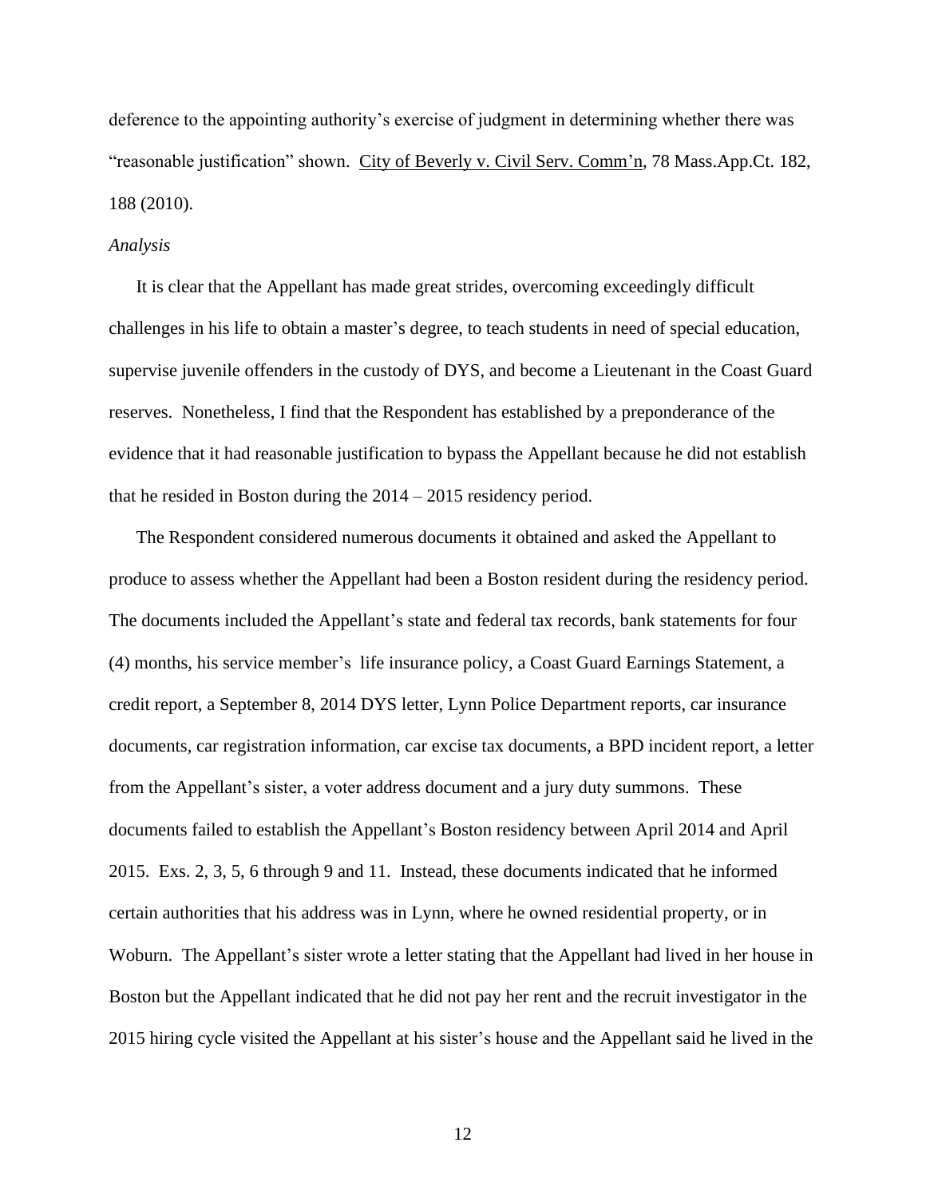deference to the appointing authority's exercise of judgment in determining whether there was "reasonable justification" shown. City of Beverly v. Civil Serv. Comm'n, 78 Mass.App.Ct. 182, 188 (2010).

*Analysis*

It is clear that the Appellant has made great strides, overcoming exceedingly difficult challenges in his life to obtain a master's degree, to teach students in need of special education, supervise juvenile offenders in the custody of DYS, and become a Lieutenant in the Coast Guard reserves. Nonetheless, I find that the Respondent has established by a preponderance of the evidence that it had reasonable justification to bypass the Appellant because he did not establish that he resided in Boston during the 2014 – 2015 residency period.

The Respondent considered numerous documents it obtained and asked the Appellant to produce to assess whether the Appellant had been a Boston resident during the residency period. The documents included the Appellant's state and federal tax records, bank statements for four (4) months, his service member's life insurance policy, a Coast Guard Earnings Statement, a credit report, a September 8, 2014 DYS letter, Lynn Police Department reports, car insurance documents, car registration information, car excise tax documents, a BPD incident report, a letter from the Appellant's sister, a voter address document and a jury duty summons. These documents failed to establish the Appellant's Boston residency between April 2014 and April 2015. Exs. 2, 3, 5, 6 through 9 and 11. Instead, these documents indicated that he informed certain authorities that his address was in Lynn, where he owned residential property, or in Woburn. The Appellant's sister wrote a letter stating that the Appellant had lived in her house in Boston but the Appellant indicated that he did not pay her rent and the recruit investigator in the 2015 hiring cycle visited the Appellant at his sister's house and the Appellant said he lived in the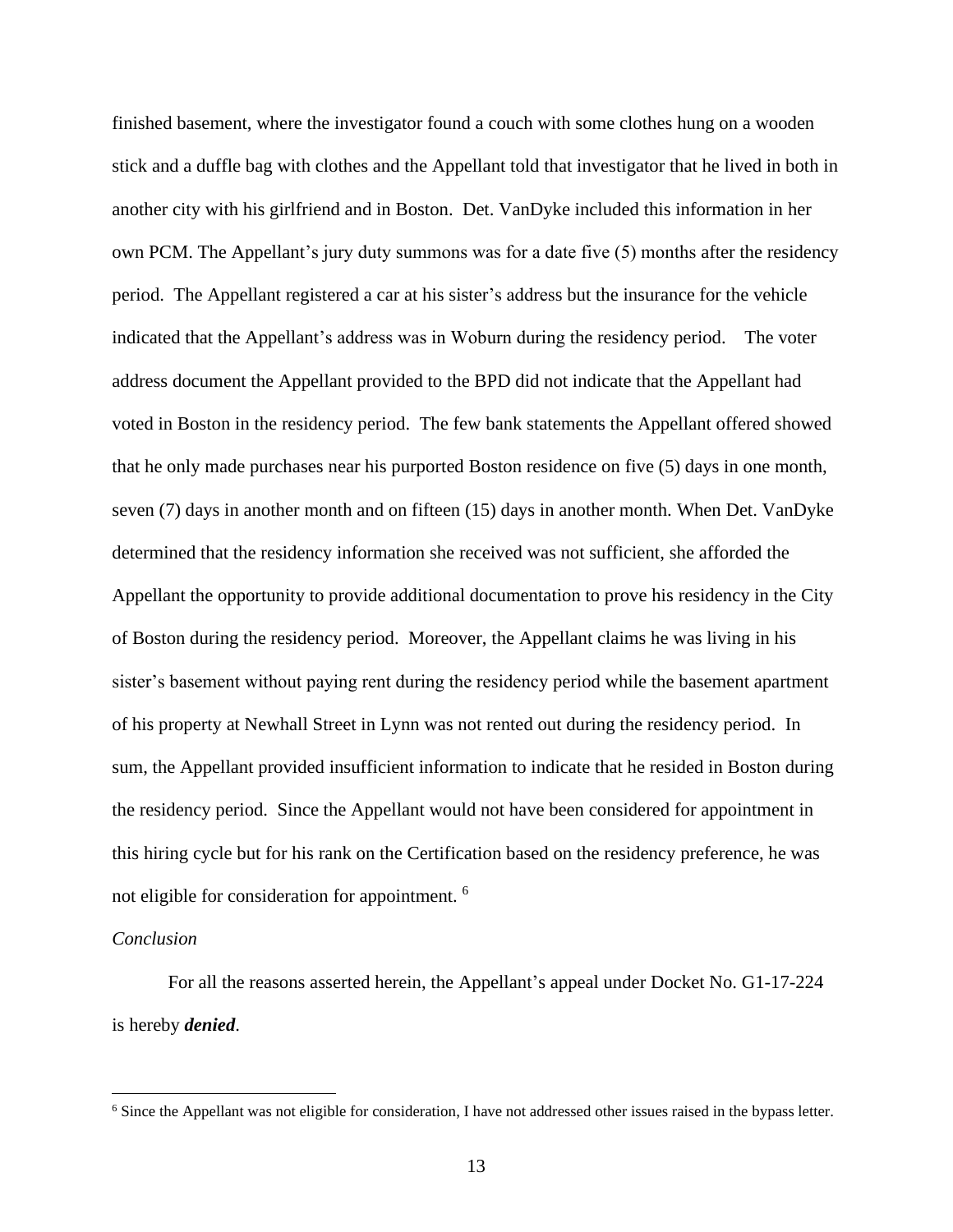finished basement, where the investigator found a couch with some clothes hung on a wooden stick and a duffle bag with clothes and the Appellant told that investigator that he lived in both in another city with his girlfriend and in Boston. Det. VanDyke included this information in her own PCM. The Appellant's jury duty summons was for a date five (5) months after the residency period. The Appellant registered a car at his sister's address but the insurance for the vehicle indicated that the Appellant's address was in Woburn during the residency period. The voter address document the Appellant provided to the BPD did not indicate that the Appellant had voted in Boston in the residency period. The few bank statements the Appellant offered showed that he only made purchases near his purported Boston residence on five (5) days in one month, seven (7) days in another month and on fifteen (15) days in another month. When Det. VanDyke determined that the residency information she received was not sufficient, she afforded the Appellant the opportunity to provide additional documentation to prove his residency in the City of Boston during the residency period. Moreover, the Appellant claims he was living in his sister's basement without paying rent during the residency period while the basement apartment of his property at Newhall Street in Lynn was not rented out during the residency period. In sum, the Appellant provided insufficient information to indicate that he resided in Boston during the residency period. Since the Appellant would not have been considered for appointment in this hiring cycle but for his rank on the Certification based on the residency preference, he was not eligible for consideration for appointment. [6]

*Conclusion*

For all the reasons asserted herein, the Appellant's appeal under Docket No. G1-17-224 is hereby ***denied***.

---

[6] Since the Appellant was not eligible for consideration, I have not addressed other issues raised in the bypass letter.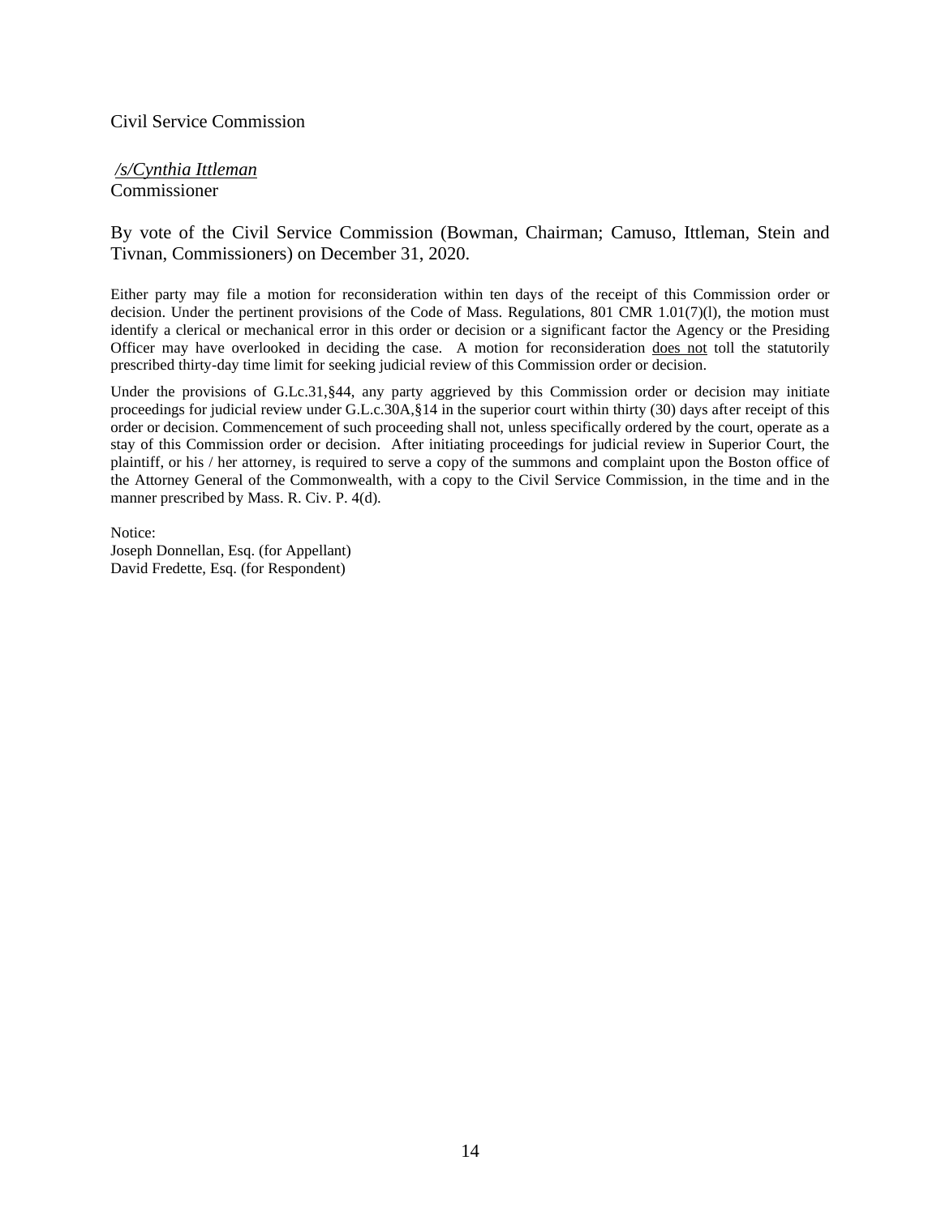Civil Service Commission

*/s/Cynthia Ittleman*
Commissioner

By vote of the Civil Service Commission (Bowman, Chairman; Camuso, Ittleman, Stein and Tivnan, Commissioners) on December 31, 2020.

Either party may file a motion for reconsideration within ten days of the receipt of this Commission order or decision. Under the pertinent provisions of the Code of Mass. Regulations, 801 CMR 1.01(7)(l), the motion must identify a clerical or mechanical error in this order or decision or a significant factor the Agency or the Presiding Officer may have overlooked in deciding the case. A motion for reconsideration does not toll the statutorily prescribed thirty-day time limit for seeking judicial review of this Commission order or decision.

Under the provisions of G.Lc.31,§44, any party aggrieved by this Commission order or decision may initiate proceedings for judicial review under G.L.c.30A,§14 in the superior court within thirty (30) days after receipt of this order or decision. Commencement of such proceeding shall not, unless specifically ordered by the court, operate as a stay of this Commission order or decision. After initiating proceedings for judicial review in Superior Court, the plaintiff, or his / her attorney, is required to serve a copy of the summons and complaint upon the Boston office of the Attorney General of the Commonwealth, with a copy to the Civil Service Commission, in the time and in the manner prescribed by Mass. R. Civ. P. 4(d).

Notice:
Joseph Donnellan, Esq. (for Appellant)
David Fredette, Esq. (for Respondent)